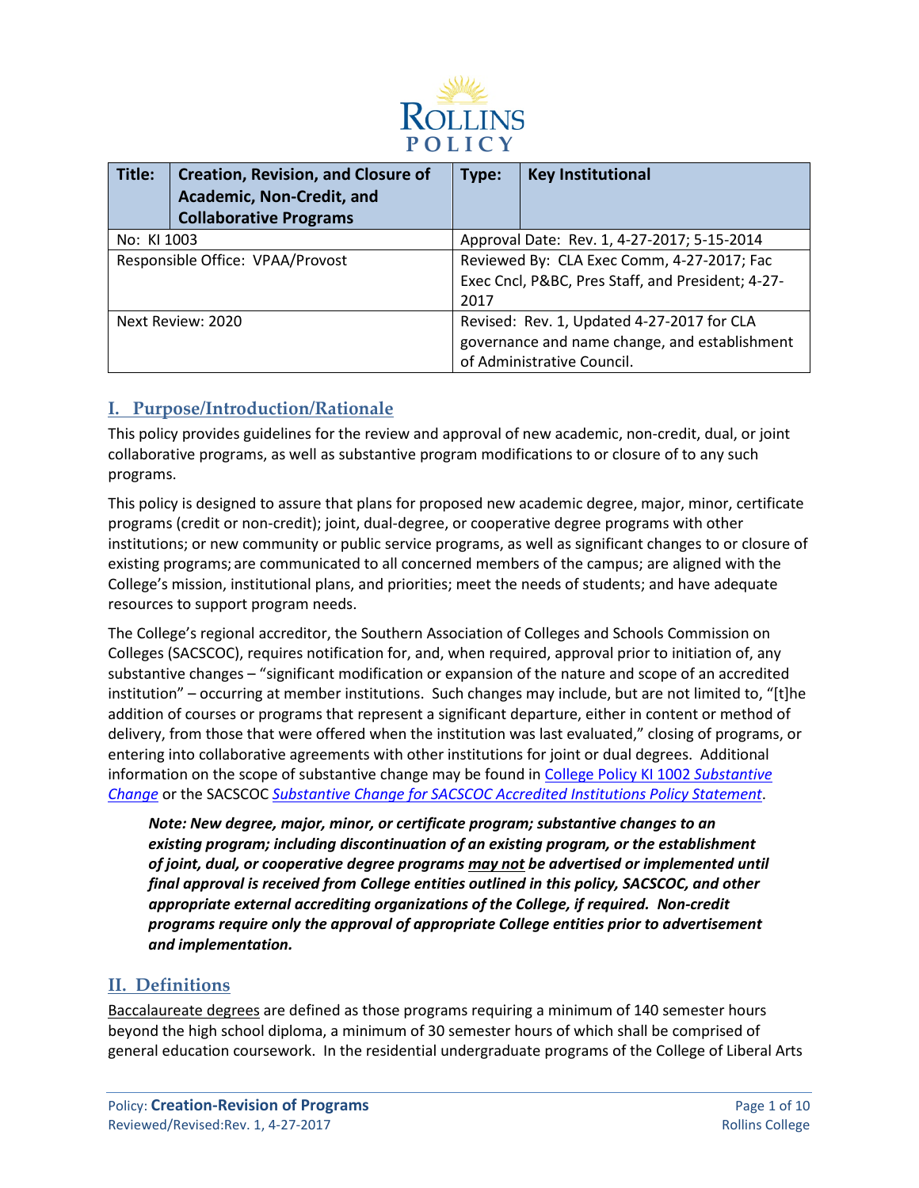| Title: | Creation, Revision, and Closure of Academic, Non-Credit, and Collaborative Programs | Type: | Key Institutional |
|---|---|---|---|
| No: KI 1003 | | Approval Date: Rev. 1, 4-27-2017; 5-15-2014 | |
| Responsible Office: VPAA/Provost | | Reviewed By: CLA Exec Comm, 4-27-2017; Fac Exec Cncl, P&BC, Pres Staff, and President; 4-27-2017 | |
| Next Review: 2020 | | Revised: Rev. 1, Updated 4-27-2017 for CLA governance and name change, and establishment of Administrative Council. | |

## I. Purpose/Introduction/Rationale

This policy provides guidelines for the review and approval of new academic, non-credit, dual, or joint collaborative programs, as well as substantive program modifications to or closure of to any such programs.

This policy is designed to assure that plans for proposed new academic degree, major, minor, certificate programs (credit or non-credit); joint, dual-degree, or cooperative degree programs with other institutions; or new community or public service programs, as well as significant changes to or closure of existing programs; are communicated to all concerned members of the campus; are aligned with the College's mission, institutional plans, and priorities; meet the needs of students; and have adequate resources to support program needs.

The College's regional accreditor, the Southern Association of Colleges and Schools Commission on Colleges (SACSCOC), requires notification for, and, when required, approval prior to initiation of, any substantive changes – "significant modification or expansion of the nature and scope of an accredited institution" – occurring at member institutions. Such changes may include, but are not limited to, "[t]he addition of courses or programs that represent a significant departure, either in content or method of delivery, from those that were offered when the institution was last evaluated," closing of programs, or entering into collaborative agreements with other institutions for joint or dual degrees. Additional information on the scope of substantive change may be found in College Policy KI 1002 *Substantive Change* or the SACSCOC *Substantive Change for SACSCOC Accredited Institutions Policy Statement*.

> ***Note: New degree, major, minor, or certificate program; substantive changes to an existing program; including discontinuation of an existing program, or the establishment of joint, dual, or cooperative degree programs may not be advertised or implemented until final approval is received from College entities outlined in this policy, SACSCOC, and other appropriate external accrediting organizations of the College, if required. Non-credit programs require only the approval of appropriate College entities prior to advertisement and implementation.***

## II. Definitions

Baccalaureate degrees are defined as those programs requiring a minimum of 140 semester hours beyond the high school diploma, a minimum of 30 semester hours of which shall be comprised of general education coursework. In the residential undergraduate programs of the College of Liberal Arts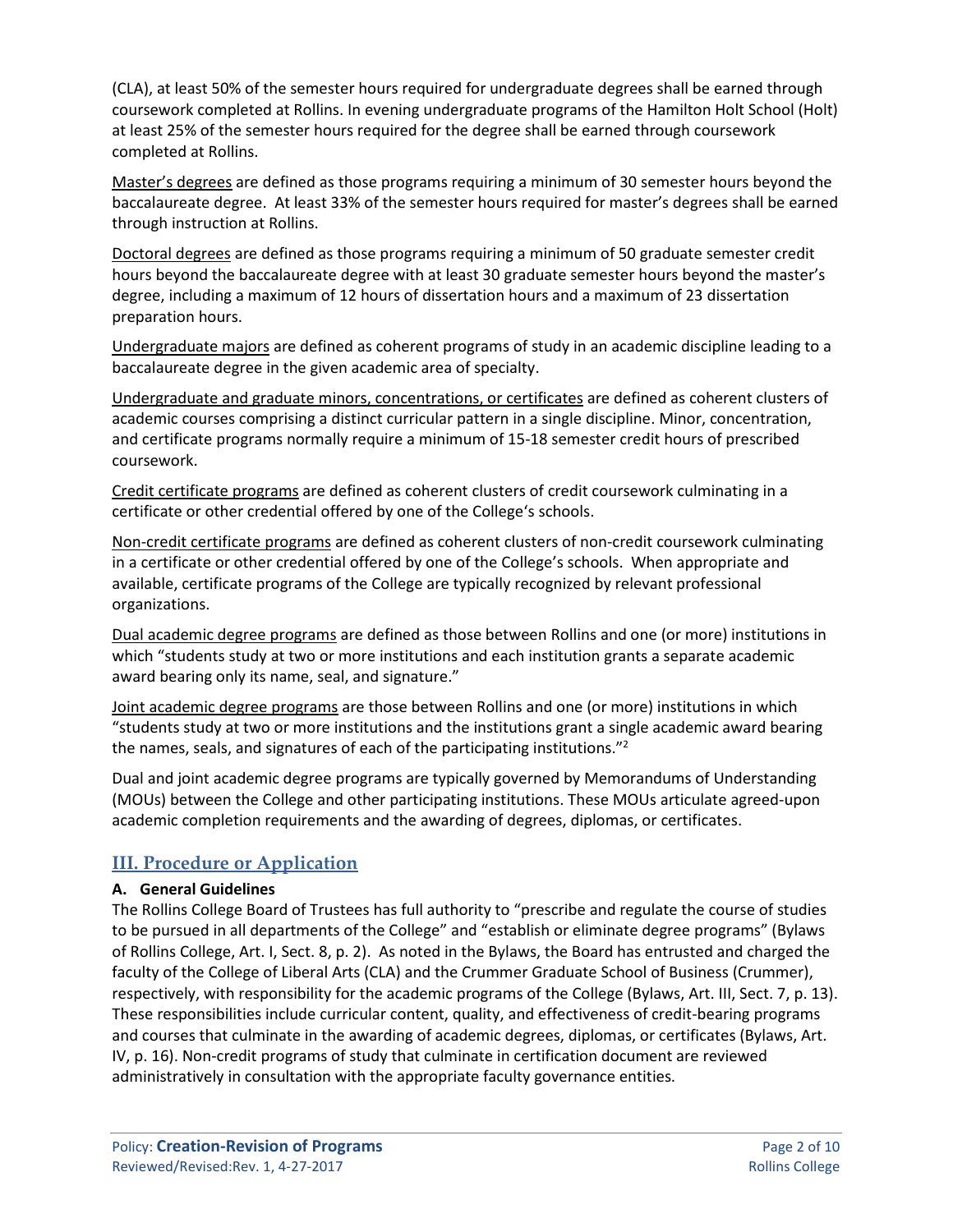(CLA), at least 50% of the semester hours required for undergraduate degrees shall be earned through coursework completed at Rollins. In evening undergraduate programs of the Hamilton Holt School (Holt) at least 25% of the semester hours required for the degree shall be earned through coursework completed at Rollins.

Master's degrees are defined as those programs requiring a minimum of 30 semester hours beyond the baccalaureate degree. At least 33% of the semester hours required for master's degrees shall be earned through instruction at Rollins.

Doctoral degrees are defined as those programs requiring a minimum of 50 graduate semester credit hours beyond the baccalaureate degree with at least 30 graduate semester hours beyond the master's degree, including a maximum of 12 hours of dissertation hours and a maximum of 23 dissertation preparation hours.

Undergraduate majors are defined as coherent programs of study in an academic discipline leading to a baccalaureate degree in the given academic area of specialty.

Undergraduate and graduate minors, concentrations, or certificates are defined as coherent clusters of academic courses comprising a distinct curricular pattern in a single discipline. Minor, concentration, and certificate programs normally require a minimum of 15-18 semester credit hours of prescribed coursework.

Credit certificate programs are defined as coherent clusters of credit coursework culminating in a certificate or other credential offered by one of the College's schools.

Non-credit certificate programs are defined as coherent clusters of non-credit coursework culminating in a certificate or other credential offered by one of the College's schools. When appropriate and available, certificate programs of the College are typically recognized by relevant professional organizations.

Dual academic degree programs are defined as those between Rollins and one (or more) institutions in which "students study at two or more institutions and each institution grants a separate academic award bearing only its name, seal, and signature."

Joint academic degree programs are those between Rollins and one (or more) institutions in which "students study at two or more institutions and the institutions grant a single academic award bearing the names, seals, and signatures of each of the participating institutions."[2]

Dual and joint academic degree programs are typically governed by Memorandums of Understanding (MOUs) between the College and other participating institutions. These MOUs articulate agreed-upon academic completion requirements and the awarding of degrees, diplomas, or certificates.

## III. Procedure or Application

### A. General Guidelines

The Rollins College Board of Trustees has full authority to "prescribe and regulate the course of studies to be pursued in all departments of the College" and "establish or eliminate degree programs" (Bylaws of Rollins College, Art. I, Sect. 8, p. 2). As noted in the Bylaws, the Board has entrusted and charged the faculty of the College of Liberal Arts (CLA) and the Crummer Graduate School of Business (Crummer), respectively, with responsibility for the academic programs of the College (Bylaws, Art. III, Sect. 7, p. 13). These responsibilities include curricular content, quality, and effectiveness of credit-bearing programs and courses that culminate in the awarding of academic degrees, diplomas, or certificates (Bylaws, Art. IV, p. 16). Non-credit programs of study that culminate in certification document are reviewed administratively in consultation with the appropriate faculty governance entities.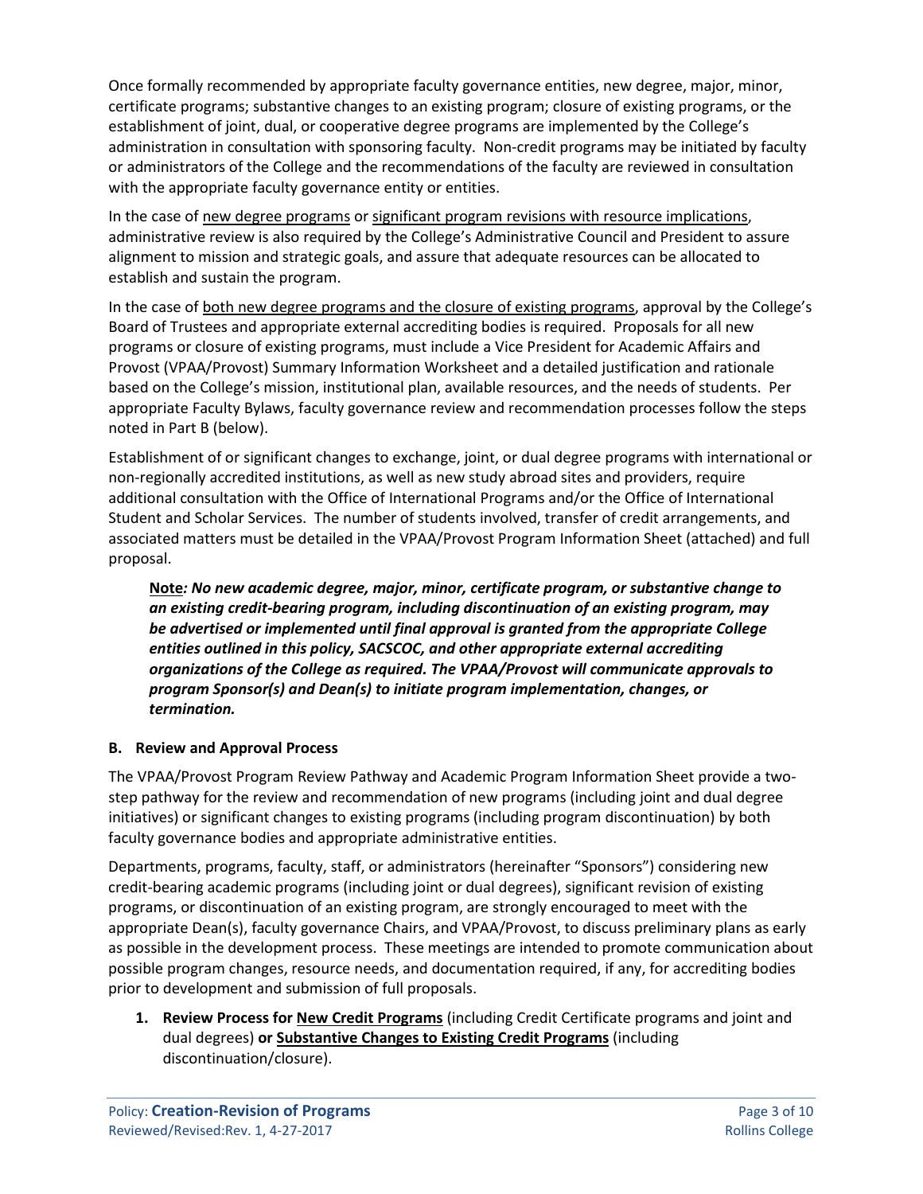Once formally recommended by appropriate faculty governance entities, new degree, major, minor, certificate programs; substantive changes to an existing program; closure of existing programs, or the establishment of joint, dual, or cooperative degree programs are implemented by the College's administration in consultation with sponsoring faculty. Non-credit programs may be initiated by faculty or administrators of the College and the recommendations of the faculty are reviewed in consultation with the appropriate faculty governance entity or entities.

In the case of <u>new degree programs</u> or <u>significant program revisions with resource implications</u>, administrative review is also required by the College's Administrative Council and President to assure alignment to mission and strategic goals, and assure that adequate resources can be allocated to establish and sustain the program.

In the case of <u>both new degree programs and the closure of existing programs</u>, approval by the College's Board of Trustees and appropriate external accrediting bodies is required. Proposals for all new programs or closure of existing programs, must include a Vice President for Academic Affairs and Provost (VPAA/Provost) Summary Information Worksheet and a detailed justification and rationale based on the College's mission, institutional plan, available resources, and the needs of students. Per appropriate Faculty Bylaws, faculty governance review and recommendation processes follow the steps noted in Part B (below).

Establishment of or significant changes to exchange, joint, or dual degree programs with international or non-regionally accredited institutions, as well as new study abroad sites and providers, require additional consultation with the Office of International Programs and/or the Office of International Student and Scholar Services. The number of students involved, transfer of credit arrangements, and associated matters must be detailed in the VPAA/Provost Program Information Sheet (attached) and full proposal.

> **<u>Note</u>*: No new academic degree, major, minor, certificate program, or substantive change to an existing credit-bearing program, including discontinuation of an existing program, may be advertised or implemented until final approval is granted from the appropriate College entities outlined in this policy, SACSCOC, and other appropriate external accrediting organizations of the College as required. The VPAA/Provost will communicate approvals to program Sponsor(s) and Dean(s) to initiate program implementation, changes, or termination.***

**B. Review and Approval Process**

The VPAA/Provost Program Review Pathway and Academic Program Information Sheet provide a two-step pathway for the review and recommendation of new programs (including joint and dual degree initiatives) or significant changes to existing programs (including program discontinuation) by both faculty governance bodies and appropriate administrative entities.

Departments, programs, faculty, staff, or administrators (hereinafter "Sponsors") considering new credit-bearing academic programs (including joint or dual degrees), significant revision of existing programs, or discontinuation of an existing program, are strongly encouraged to meet with the appropriate Dean(s), faculty governance Chairs, and VPAA/Provost, to discuss preliminary plans as early as possible in the development process. These meetings are intended to promote communication about possible program changes, resource needs, and documentation required, if any, for accrediting bodies prior to development and submission of full proposals.

1. **Review Process for <u>New Credit Programs</u>** (including Credit Certificate programs and joint and dual degrees) **or <u>Substantive Changes to Existing Credit Programs</u>** (including discontinuation/closure).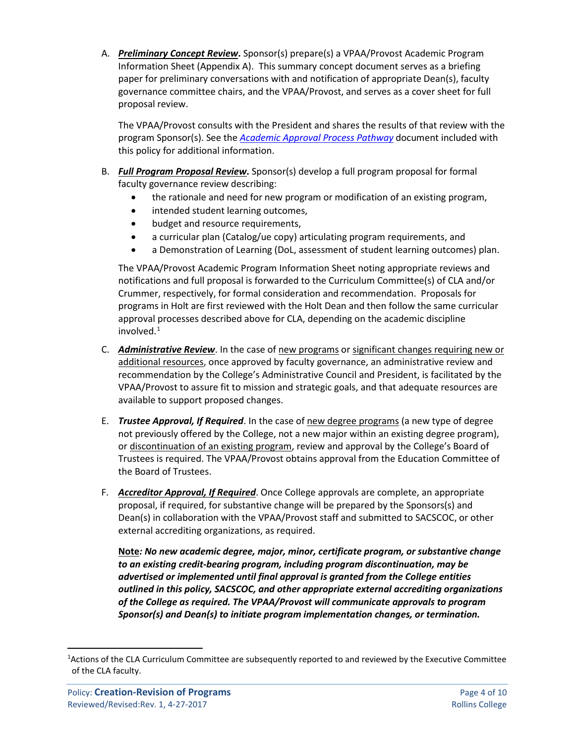A. ***Preliminary Concept Review*.** Sponsor(s) prepare(s) a VPAA/Provost Academic Program Information Sheet (Appendix A). This summary concept document serves as a briefing paper for preliminary conversations with and notification of appropriate Dean(s), faculty governance committee chairs, and the VPAA/Provost, and serves as a cover sheet for full proposal review.

   The VPAA/Provost consults with the President and shares the results of that review with the program Sponsor(s). See the *Academic Approval Process Pathway* document included with this policy for additional information.

B. ***Full Program Proposal Review*.** Sponsor(s) develop a full program proposal for formal faculty governance review describing:
   - the rationale and need for new program or modification of an existing program,
   - intended student learning outcomes,
   - budget and resource requirements,
   - a curricular plan (Catalog/ue copy) articulating program requirements, and
   - a Demonstration of Learning (DoL, assessment of student learning outcomes) plan.

   The VPAA/Provost Academic Program Information Sheet noting appropriate reviews and notifications and full proposal is forwarded to the Curriculum Committee(s) of CLA and/or Crummer, respectively, for formal consideration and recommendation. Proposals for programs in Holt are first reviewed with the Holt Dean and then follow the same curricular approval processes described above for CLA, depending on the academic discipline involved.[1]

C. ***Administrative Review***. In the case of new programs or significant changes requiring new or additional resources, once approved by faculty governance, an administrative review and recommendation by the College's Administrative Council and President, is facilitated by the VPAA/Provost to assure fit to mission and strategic goals, and that adequate resources are available to support proposed changes.

E. ***Trustee Approval, If Required***. In the case of new degree programs (a new type of degree not previously offered by the College, not a new major within an existing degree program), or discontinuation of an existing program, review and approval by the College's Board of Trustees is required. The VPAA/Provost obtains approval from the Education Committee of the Board of Trustees.

F. ***Accreditor Approval, If Required***. Once College approvals are complete, an appropriate proposal, if required, for substantive change will be prepared by the Sponsors(s) and Dean(s) in collaboration with the VPAA/Provost staff and submitted to SACSCOC, or other external accrediting organizations, as required.

   **Note*: No new academic degree, major, minor, certificate program, or substantive change to an existing credit-bearing program, including program discontinuation, may be advertised or implemented until final approval is granted from the College entities outlined in this policy, SACSCOC, and other appropriate external accrediting organizations of the College as required. The VPAA/Provost will communicate approvals to program Sponsor(s) and Dean(s) to initiate program implementation changes, or termination.***

---

[1] Actions of the CLA Curriculum Committee are subsequently reported to and reviewed by the Executive Committee of the CLA faculty.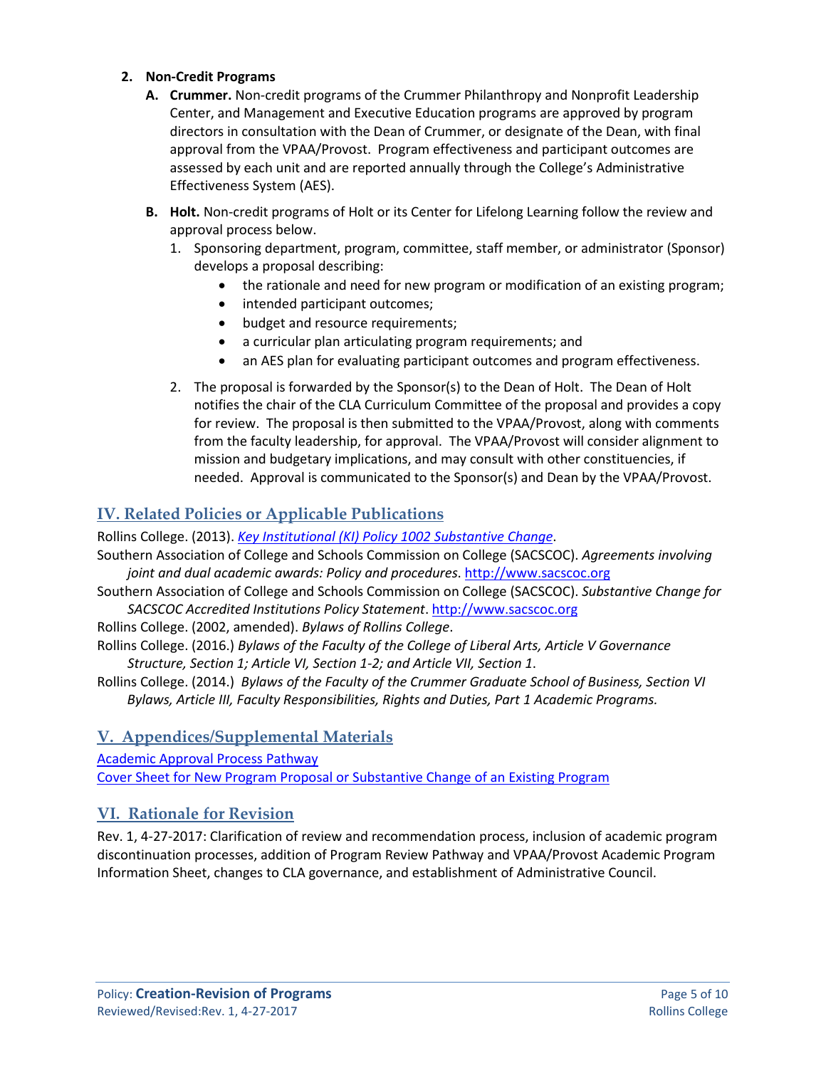2. **Non-Credit Programs**
   A. **Crummer.** Non-credit programs of the Crummer Philanthropy and Nonprofit Leadership Center, and Management and Executive Education programs are approved by program directors in consultation with the Dean of Crummer, or designate of the Dean, with final approval from the VPAA/Provost. Program effectiveness and participant outcomes are assessed by each unit and are reported annually through the College's Administrative Effectiveness System (AES).
   B. **Holt.** Non-credit programs of Holt or its Center for Lifelong Learning follow the review and approval process below.
      1. Sponsoring department, program, committee, staff member, or administrator (Sponsor) develops a proposal describing:
         - the rationale and need for new program or modification of an existing program;
         - intended participant outcomes;
         - budget and resource requirements;
         - a curricular plan articulating program requirements; and
         - an AES plan for evaluating participant outcomes and program effectiveness.
      2. The proposal is forwarded by the Sponsor(s) to the Dean of Holt. The Dean of Holt notifies the chair of the CLA Curriculum Committee of the proposal and provides a copy for review. The proposal is then submitted to the VPAA/Provost, along with comments from the faculty leadership, for approval. The VPAA/Provost will consider alignment to mission and budgetary implications, and may consult with other constituencies, if needed. Approval is communicated to the Sponsor(s) and Dean by the VPAA/Provost.

## IV. Related Policies or Applicable Publications

Rollins College. (2013). *Key Institutional (KI) Policy 1002 Substantive Change*.

Southern Association of College and Schools Commission on College (SACSCOC). *Agreements involving joint and dual academic awards: Policy and procedures*. http://www.sacscoc.org

Southern Association of College and Schools Commission on College (SACSCOC). *Substantive Change for SACSCOC Accredited Institutions Policy Statement*. http://www.sacscoc.org

Rollins College. (2002, amended). *Bylaws of Rollins College*.

Rollins College. (2016.) *Bylaws of the Faculty of the College of Liberal Arts, Article V Governance Structure, Section 1; Article VI, Section 1-2; and Article VII, Section 1.*

Rollins College. (2014.) *Bylaws of the Faculty of the Crummer Graduate School of Business, Section VI Bylaws, Article III, Faculty Responsibilities, Rights and Duties, Part 1 Academic Programs.*

## V. Appendices/Supplemental Materials

Academic Approval Process Pathway

Cover Sheet for New Program Proposal or Substantive Change of an Existing Program

## VI. Rationale for Revision

Rev. 1, 4-27-2017: Clarification of review and recommendation process, inclusion of academic program discontinuation processes, addition of Program Review Pathway and VPAA/Provost Academic Program Information Sheet, changes to CLA governance, and establishment of Administrative Council.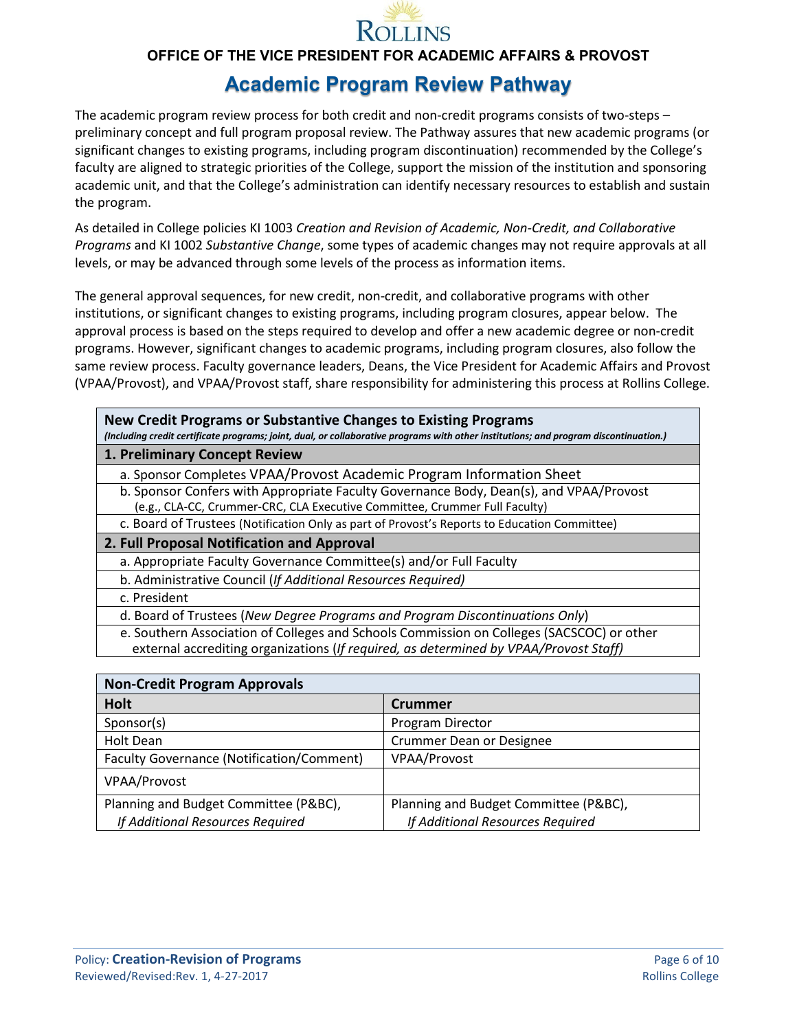**OFFICE OF THE VICE PRESIDENT FOR ACADEMIC AFFAIRS & PROVOST**

# Academic Program Review Pathway

The academic program review process for both credit and non-credit programs consists of two-steps – preliminary concept and full program proposal review. The Pathway assures that new academic programs (or significant changes to existing programs, including program discontinuation) recommended by the College's faculty are aligned to strategic priorities of the College, support the mission of the institution and sponsoring academic unit, and that the College's administration can identify necessary resources to establish and sustain the program.

As detailed in College policies KI 1003 *Creation and Revision of Academic, Non-Credit, and Collaborative Programs* and KI 1002 *Substantive Change*, some types of academic changes may not require approvals at all levels, or may be advanced through some levels of the process as information items.

The general approval sequences, for new credit, non-credit, and collaborative programs with other institutions, or significant changes to existing programs, including program closures, appear below. The approval process is based on the steps required to develop and offer a new academic degree or non-credit programs. However, significant changes to academic programs, including program closures, also follow the same review process. Faculty governance leaders, Deans, the Vice President for Academic Affairs and Provost (VPAA/Provost), and VPAA/Provost staff, share responsibility for administering this process at Rollins College.

| **New Credit Programs or Substantive Changes to Existing Programs** *(Including credit certificate programs; joint, dual, or collaborative programs with other institutions; and program discontinuation.)* |
|---|
| **1. Preliminary Concept Review** |
| a. Sponsor Completes VPAA/Provost Academic Program Information Sheet |
| b. Sponsor Confers with Appropriate Faculty Governance Body, Dean(s), and VPAA/Provost (e.g., CLA-CC, Crummer-CRC, CLA Executive Committee, Crummer Full Faculty) |
| c. Board of Trustees (Notification Only as part of Provost's Reports to Education Committee) |
| **2. Full Proposal Notification and Approval** |
| a. Appropriate Faculty Governance Committee(s) and/or Full Faculty |
| b. Administrative Council (*If Additional Resources Required)* |
| c. President |
| d. Board of Trustees (*New Degree Programs and Program Discontinuations Only*) |
| e. Southern Association of Colleges and Schools Commission on Colleges (SACSCOC) or other external accrediting organizations (*If required, as determined by VPAA/Provost Staff)* |

| **Non-Credit Program Approvals** | |
|---|---|
| **Holt** | **Crummer** |
| Sponsor(s) | Program Director |
| Holt Dean | Crummer Dean or Designee |
| Faculty Governance (Notification/Comment) | VPAA/Provost |
| VPAA/Provost | |
| Planning and Budget Committee (P&BC), *If Additional Resources Required* | Planning and Budget Committee (P&BC), *If Additional Resources Required* |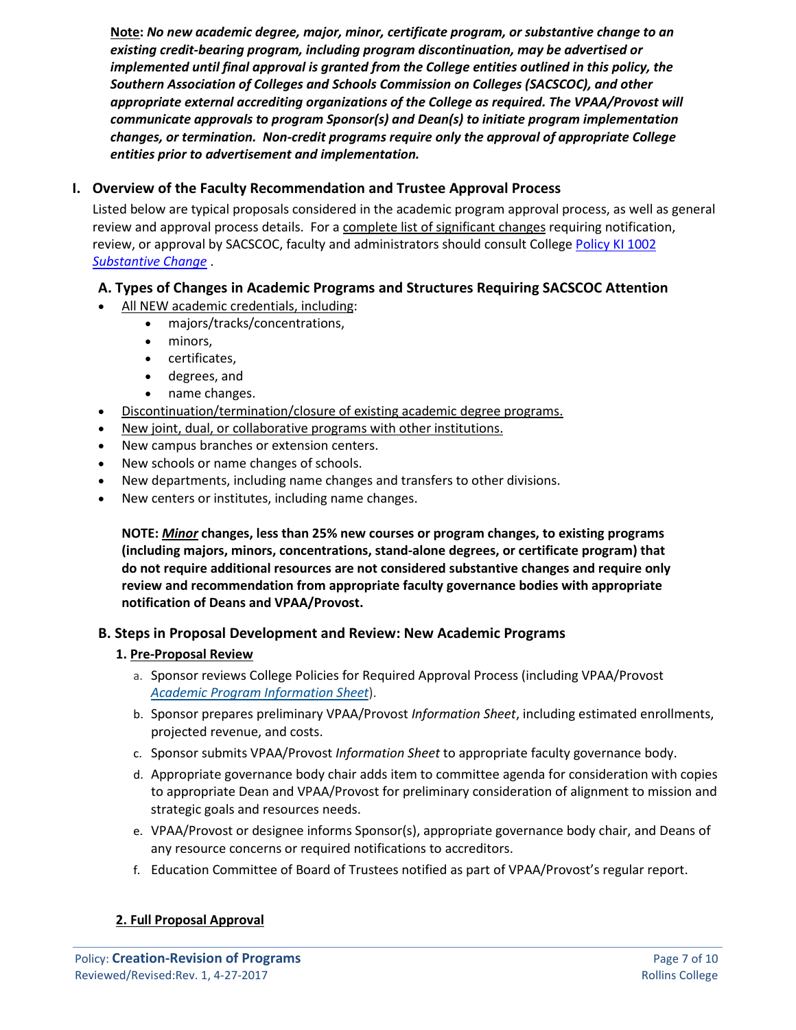**<u>Note</u>: *No new academic degree, major, minor, certificate program, or substantive change to an existing credit-bearing program, including program discontinuation, may be advertised or implemented until final approval is granted from the College entities outlined in this policy, the Southern Association of Colleges and Schools Commission on Colleges (SACSCOC), and other appropriate external accrediting organizations of the College as required. The VPAA/Provost will communicate approvals to program Sponsor(s) and Dean(s) to initiate program implementation changes, or termination. Non-credit programs require only the approval of appropriate College entities prior to advertisement and implementation.***

## I. Overview of the Faculty Recommendation and Trustee Approval Process

Listed below are typical proposals considered in the academic program approval process, as well as general review and approval process details. For a <u>complete list of significant changes</u> requiring notification, review, or approval by SACSCOC, faculty and administrators should consult College [Policy KI 1002 *Substantive Change*](#) .

### A. Types of Changes in Academic Programs and Structures Requiring SACSCOC Attention

- <u>All NEW academic credentials, including</u>:
  - majors/tracks/concentrations,
  - minors,
  - certificates,
  - degrees, and
  - name changes.
- <u>Discontinuation/termination/closure of existing academic degree programs.</u>
- <u>New joint, dual, or collaborative programs with other institutions.</u>
- New campus branches or extension centers.
- New schools or name changes of schools.
- New departments, including name changes and transfers to other divisions.
- New centers or institutes, including name changes.

**NOTE: *<u>Minor</u>* changes, less than 25% new courses or program changes, to existing programs (including majors, minors, concentrations, stand-alone degrees, or certificate program) that do not require additional resources are not considered substantive changes and require only review and recommendation from appropriate faculty governance bodies with appropriate notification of Deans and VPAA/Provost.**

### B. Steps in Proposal Development and Review: New Academic Programs

#### 1. <u>Pre-Proposal Review</u>

a. Sponsor reviews College Policies for Required Approval Process (including VPAA/Provost [*Academic Program Information Sheet*](#)).

b. Sponsor prepares preliminary VPAA/Provost *Information Sheet*, including estimated enrollments, projected revenue, and costs.

c. Sponsor submits VPAA/Provost *Information Sheet* to appropriate faculty governance body.

d. Appropriate governance body chair adds item to committee agenda for consideration with copies to appropriate Dean and VPAA/Provost for preliminary consideration of alignment to mission and strategic goals and resources needs.

e. VPAA/Provost or designee informs Sponsor(s), appropriate governance body chair, and Deans of any resource concerns or required notifications to accreditors.

f. Education Committee of Board of Trustees notified as part of VPAA/Provost's regular report.

#### <u>2. Full Proposal Approval</u>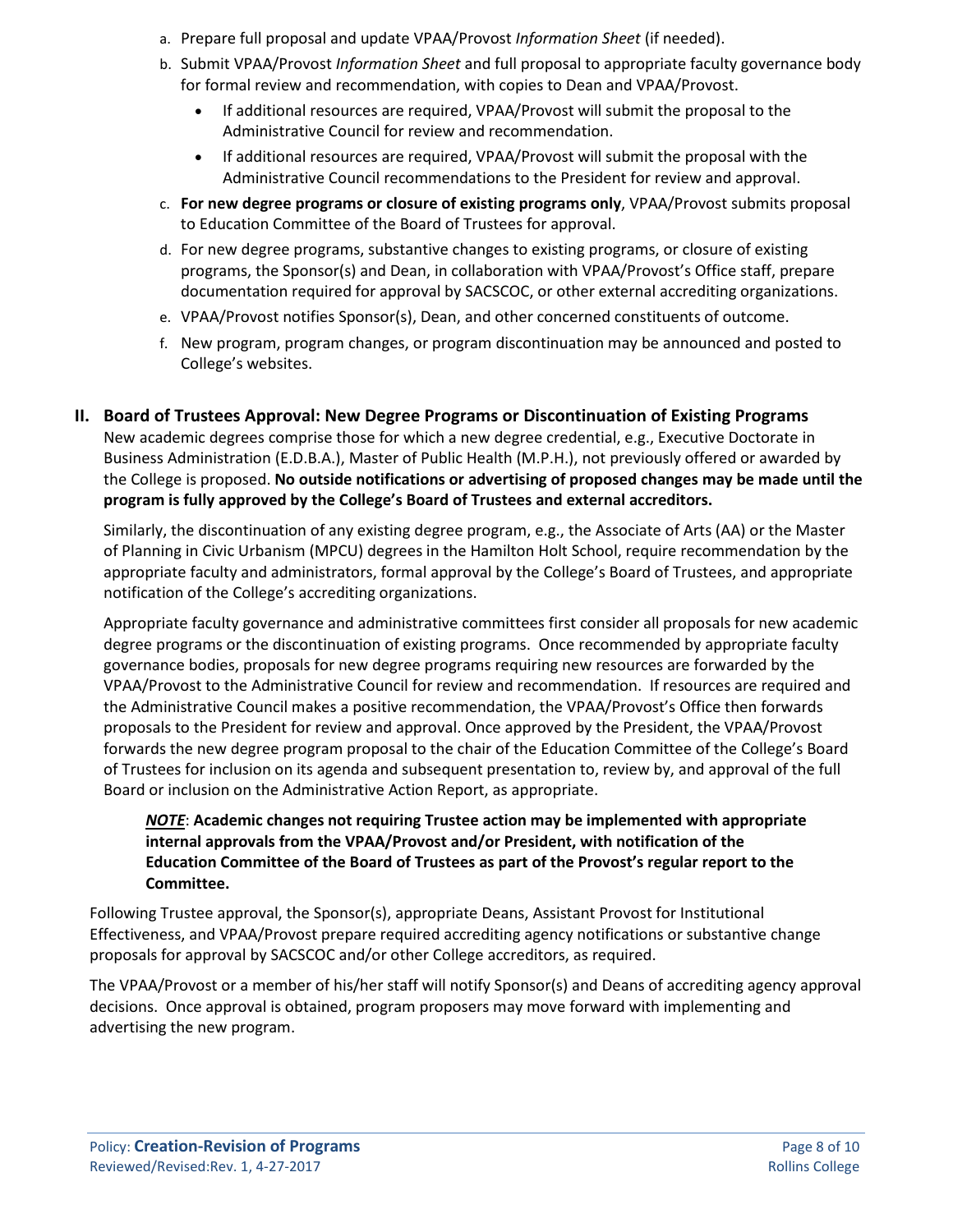a. Prepare full proposal and update VPAA/Provost *Information Sheet* (if needed).
b. Submit VPAA/Provost *Information Sheet* and full proposal to appropriate faculty governance body for formal review and recommendation, with copies to Dean and VPAA/Provost.
   - If additional resources are required, VPAA/Provost will submit the proposal to the Administrative Council for review and recommendation.
   - If additional resources are required, VPAA/Provost will submit the proposal with the Administrative Council recommendations to the President for review and approval.
c. **For new degree programs or closure of existing programs only**, VPAA/Provost submits proposal to Education Committee of the Board of Trustees for approval.
d. For new degree programs, substantive changes to existing programs, or closure of existing programs, the Sponsor(s) and Dean, in collaboration with VPAA/Provost's Office staff, prepare documentation required for approval by SACSCOC, or other external accrediting organizations.
e. VPAA/Provost notifies Sponsor(s), Dean, and other concerned constituents of outcome.
f. New program, program changes, or program discontinuation may be announced and posted to College's websites.

## II. Board of Trustees Approval: New Degree Programs or Discontinuation of Existing Programs

New academic degrees comprise those for which a new degree credential, e.g., Executive Doctorate in Business Administration (E.D.B.A.), Master of Public Health (M.P.H.), not previously offered or awarded by the College is proposed. **No outside notifications or advertising of proposed changes may be made until the program is fully approved by the College's Board of Trustees and external accreditors.**

Similarly, the discontinuation of any existing degree program, e.g., the Associate of Arts (AA) or the Master of Planning in Civic Urbanism (MPCU) degrees in the Hamilton Holt School, require recommendation by the appropriate faculty and administrators, formal approval by the College's Board of Trustees, and appropriate notification of the College's accrediting organizations.

Appropriate faculty governance and administrative committees first consider all proposals for new academic degree programs or the discontinuation of existing programs. Once recommended by appropriate faculty governance bodies, proposals for new degree programs requiring new resources are forwarded by the VPAA/Provost to the Administrative Council for review and recommendation. If resources are required and the Administrative Council makes a positive recommendation, the VPAA/Provost's Office then forwards proposals to the President for review and approval. Once approved by the President, the VPAA/Provost forwards the new degree program proposal to the chair of the Education Committee of the College's Board of Trustees for inclusion on its agenda and subsequent presentation to, review by, and approval of the full Board or inclusion on the Administrative Action Report, as appropriate.

> ***NOTE***: **Academic changes not requiring Trustee action may be implemented with appropriate internal approvals from the VPAA/Provost and/or President, with notification of the Education Committee of the Board of Trustees as part of the Provost's regular report to the Committee.**

Following Trustee approval, the Sponsor(s), appropriate Deans, Assistant Provost for Institutional Effectiveness, and VPAA/Provost prepare required accrediting agency notifications or substantive change proposals for approval by SACSCOC and/or other College accreditors, as required.

The VPAA/Provost or a member of his/her staff will notify Sponsor(s) and Deans of accrediting agency approval decisions. Once approval is obtained, program proposers may move forward with implementing and advertising the new program.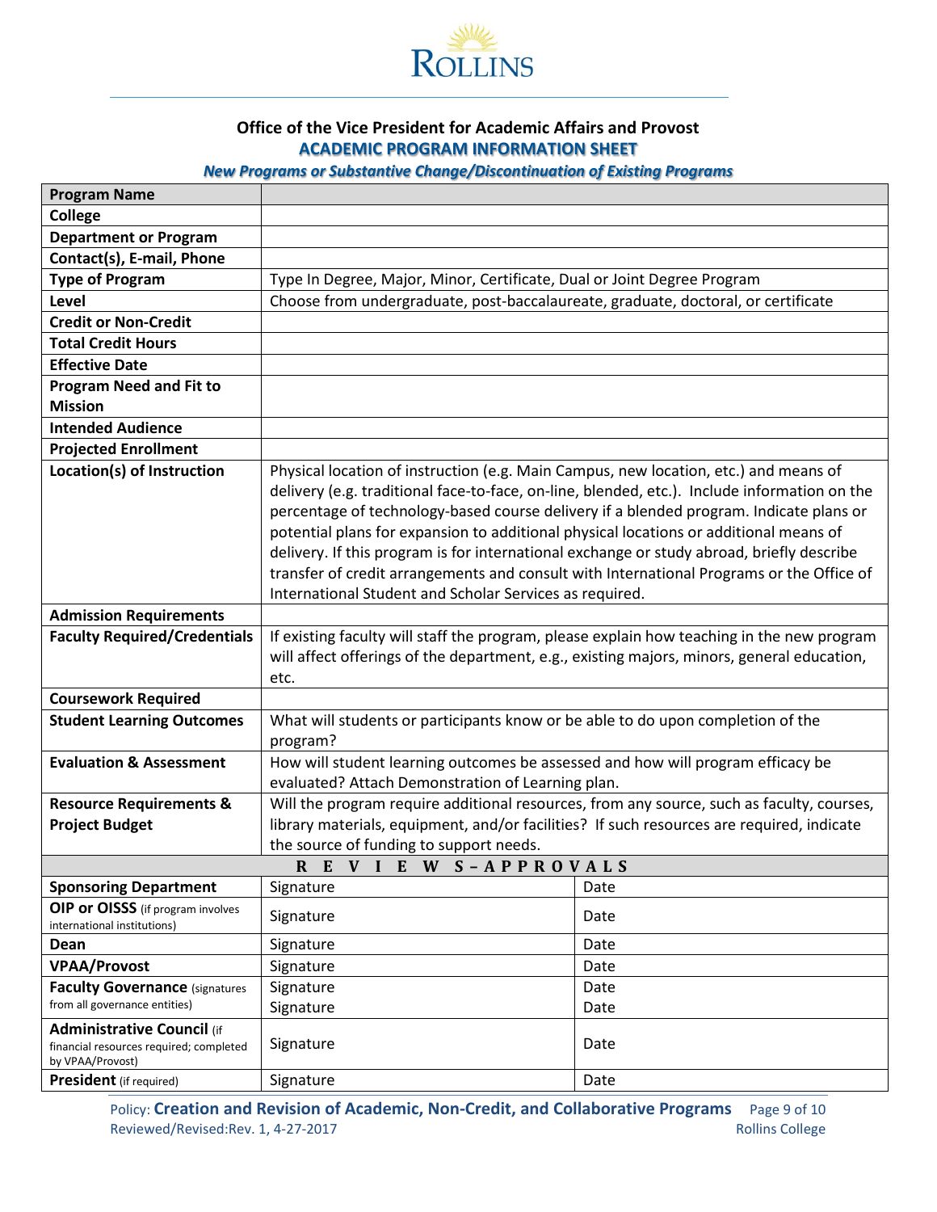ROLLINS

## Office of the Vice President for Academic Affairs and Provost

### ACADEMIC PROGRAM INFORMATION SHEET

***New Programs or Substantive Change/Discontinuation of Existing Programs***

| **Program Name** | | |
|---|---|---|
| **College** | | |
| **Department or Program** | | |
| **Contact(s), E-mail, Phone** | | |
| **Type of Program** | Type In Degree, Major, Minor, Certificate, Dual or Joint Degree Program | |
| **Level** | Choose from undergraduate, post-baccalaureate, graduate, doctoral, or certificate | |
| **Credit or Non-Credit** | | |
| **Total Credit Hours** | | |
| **Effective Date** | | |
| **Program Need and Fit to Mission** | | |
| **Intended Audience** | | |
| **Projected Enrollment** | | |
| **Location(s) of Instruction** | Physical location of instruction (e.g. Main Campus, new location, etc.) and means of delivery (e.g. traditional face-to-face, on-line, blended, etc.). Include information on the percentage of technology-based course delivery if a blended program. Indicate plans or potential plans for expansion to additional physical locations or additional means of delivery. If this program is for international exchange or study abroad, briefly describe transfer of credit arrangements and consult with International Programs or the Office of International Student and Scholar Services as required. | |
| **Admission Requirements** | | |
| **Faculty Required/Credentials** | If existing faculty will staff the program, please explain how teaching in the new program will affect offerings of the department, e.g., existing majors, minors, general education, etc. | |
| **Coursework Required** | | |
| **Student Learning Outcomes** | What will students or participants know or be able to do upon completion of the program? | |
| **Evaluation & Assessment** | How will student learning outcomes be assessed and how will program efficacy be evaluated? Attach Demonstration of Learning plan. | |
| **Resource Requirements & Project Budget** | Will the program require additional resources, from any source, such as faculty, courses, library materials, equipment, and/or facilities? If such resources are required, indicate the source of funding to support needs. | |
| **REVIEWS – APPROVALS** | | |
| **Sponsoring Department** | Signature | Date |
| **OIP or OISSS** (if program involves international institutions) | Signature | Date |
| **Dean** | Signature | Date |
| **VPAA/Provost** | Signature | Date |
| **Faculty Governance** (signatures from all governance entities) | Signature<br>Signature | Date<br>Date |
| **Administrative Council** (if financial resources required; completed by VPAA/Provost) | Signature | Date |
| **President** (if required) | Signature | Date |

Policy: **Creation and Revision of Academic, Non-Credit, and Collaborative Programs**
Reviewed/Revised:Rev. 1, 4-27-2017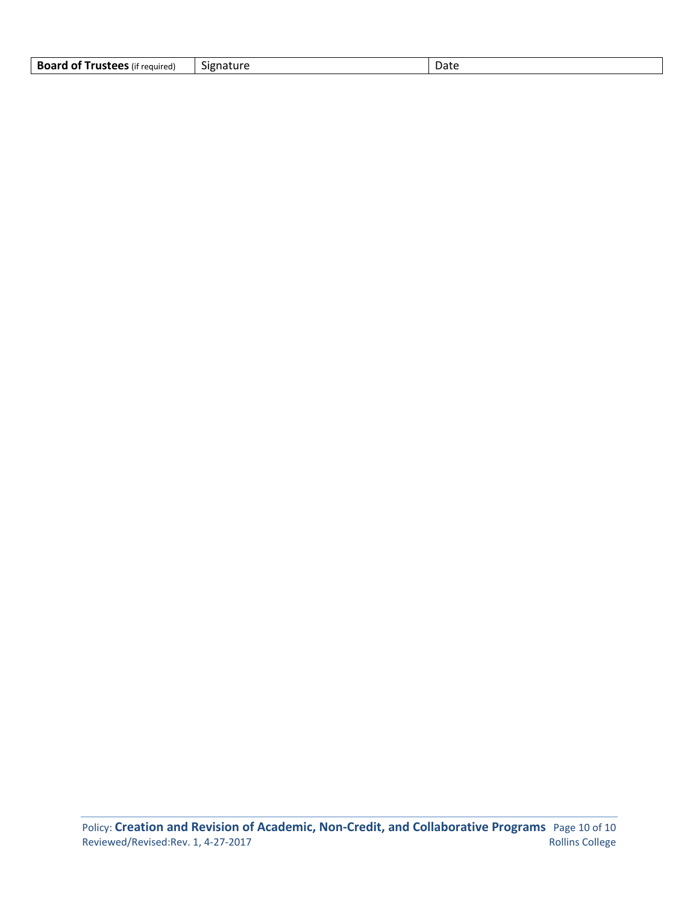| | | |
|---|---|---|
| **Board of Trustees** (if required) | Signature | Date |